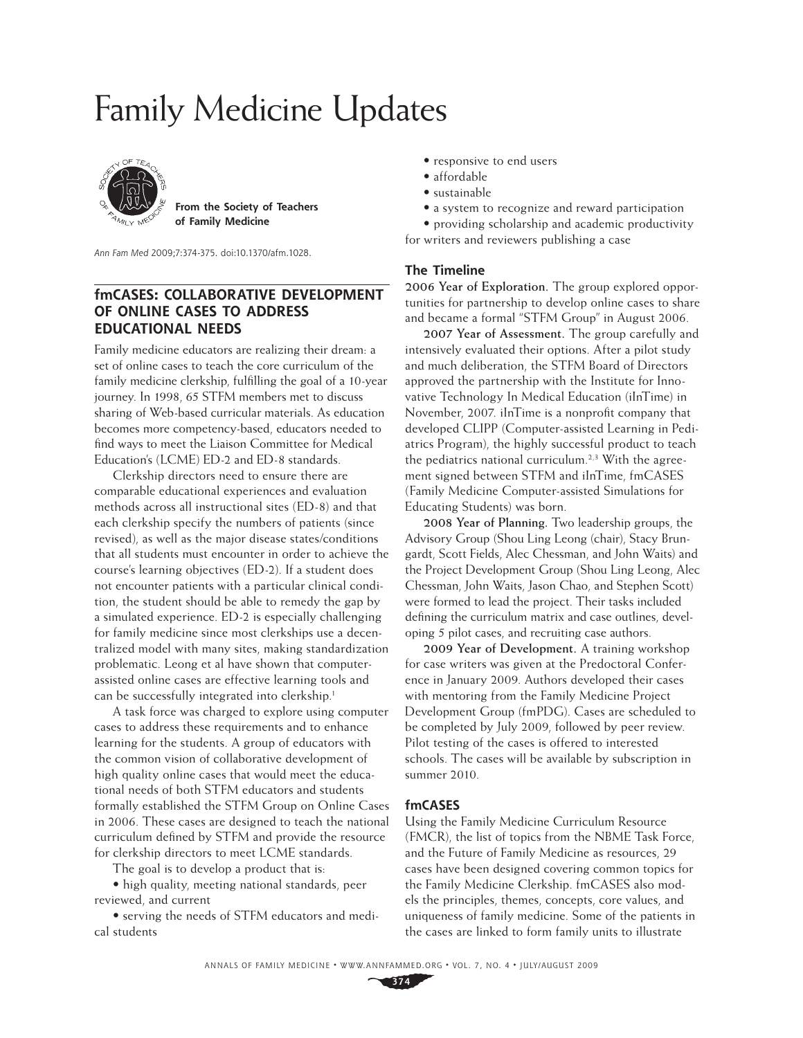# Family Medicine Updates

**From the Society of Teachers of Family Medicine**

*Ann Fam Med* 2009;7:374-375. doi:10.1370/afm.1028.

## fmCASES: COLLABORATIVE DEVELOPMENT OF ONLINE CASES TO ADDRESS EDUCATIONAL NEEDS

Family medicine educators are realizing their dream: a set of online cases to teach the core curriculum of the family medicine clerkship, fulfilling the goal of a 10-year journey. In 1998, 65 STFM members met to discuss sharing of Web-based curricular materials. As education becomes more competency-based, educators needed to find ways to meet the Liaison Committee for Medical Education's (LCME) ED-2 and ED-8 standards.

Clerkship directors need to ensure there are comparable educational experiences and evaluation methods across all instructional sites (ED-8) and that each clerkship specify the numbers of patients (since revised), as well as the major disease states/conditions that all students must encounter in order to achieve the course's learning objectives (ED-2). If a student does not encounter patients with a particular clinical condition, the student should be able to remedy the gap by a simulated experience. ED-2 is especially challenging for family medicine since most clerkships use a decentralized model with many sites, making standardization problematic. Leong et al have shown that computer-assisted online cases are effective learning tools and can be successfully integrated into clerkship.[1]

A task force was charged to explore using computer cases to address these requirements and to enhance learning for the students. A group of educators with the common vision of collaborative development of high quality online cases that would meet the educational needs of both STFM educators and students formally established the STFM Group on Online Cases in 2006. These cases are designed to teach the national curriculum defined by STFM and provide the resource for clerkship directors to meet LCME standards.

The goal is to develop a product that is:

- high quality, meeting national standards, peer reviewed, and current
- serving the needs of STFM educators and medical students
- responsive to end users
- affordable
- sustainable
- a system to recognize and reward participation
- providing scholarship and academic productivity for writers and reviewers publishing a case

### The Timeline

**2006 Year of Exploration.** The group explored opportunities for partnership to develop online cases to share and became a formal "STFM Group" in August 2006.

**2007 Year of Assessment.** The group carefully and intensively evaluated their options. After a pilot study and much deliberation, the STFM Board of Directors approved the partnership with the Institute for Innovative Technology In Medical Education (iInTime) in November, 2007. iInTime is a nonprofit company that developed CLIPP (Computer-assisted Learning in Pediatrics Program), the highly successful product to teach the pediatrics national curriculum.[2,3] With the agreement signed between STFM and iInTime, fmCASES (Family Medicine Computer-assisted Simulations for Educating Students) was born.

**2008 Year of Planning.** Two leadership groups, the Advisory Group (Shou Ling Leong (chair), Stacy Brungardt, Scott Fields, Alec Chessman, and John Waits) and the Project Development Group (Shou Ling Leong, Alec Chessman, John Waits, Jason Chao, and Stephen Scott) were formed to lead the project. Their tasks included defining the curriculum matrix and case outlines, developing 5 pilot cases, and recruiting case authors.

**2009 Year of Development.** A training workshop for case writers was given at the Predoctoral Conference in January 2009. Authors developed their cases with mentoring from the Family Medicine Project Development Group (fmPDG). Cases are scheduled to be completed by July 2009, followed by peer review. Pilot testing of the cases is offered to interested schools. The cases will be available by subscription in summer 2010.

### fmCASES

Using the Family Medicine Curriculum Resource (FMCR), the list of topics from the NBME Task Force, and the Future of Family Medicine as resources, 29 cases have been designed covering common topics for the Family Medicine Clerkship. fmCASES also models the principles, themes, concepts, core values, and uniqueness of family medicine. Some of the patients in the cases are linked to form family units to illustrate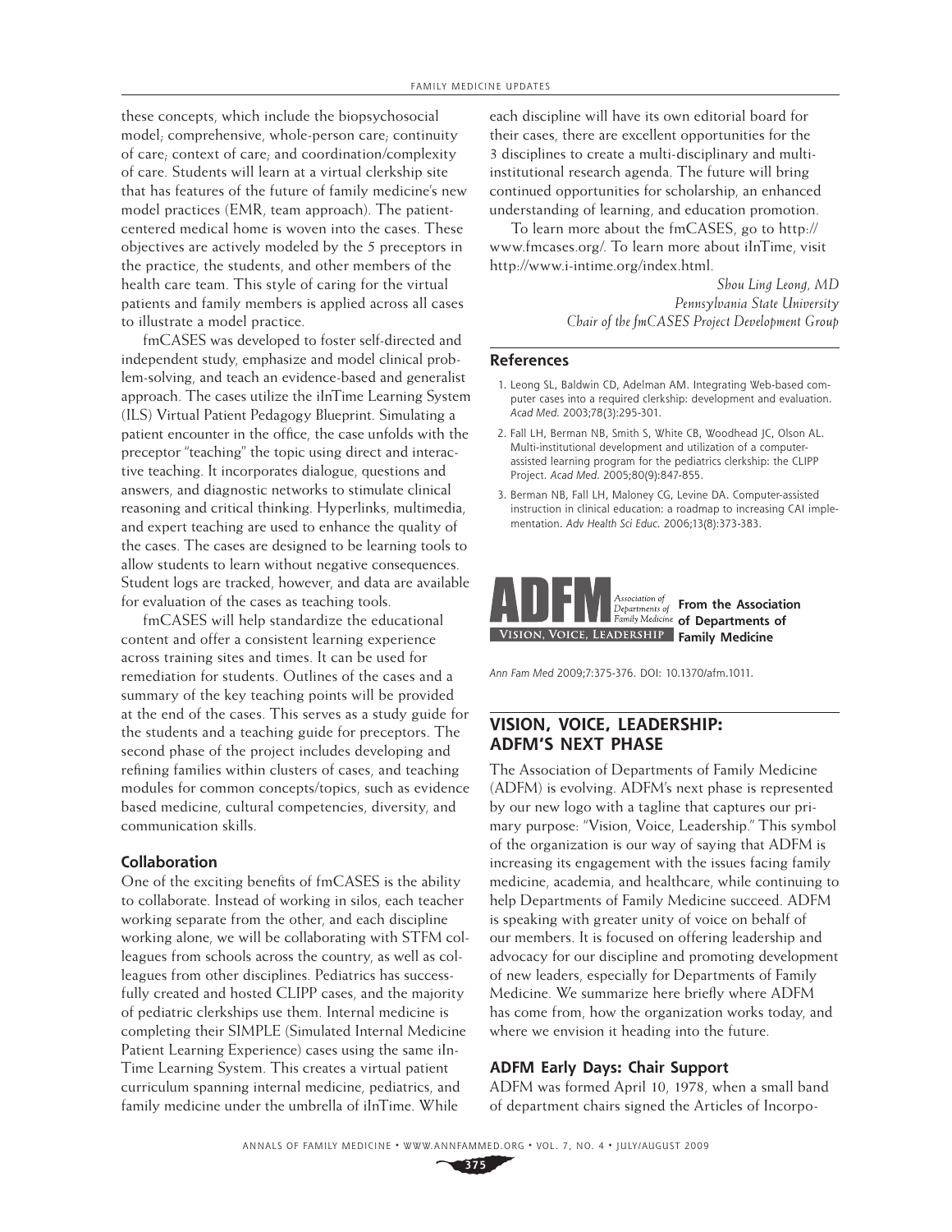these concepts, which include the biopsychosocial model; comprehensive, whole-person care; continuity of care; context of care; and coordination/complexity of care. Students will learn at a virtual clerkship site that has features of the future of family medicine's new model practices (EMR, team approach). The patient-centered medical home is woven into the cases. These objectives are actively modeled by the 5 preceptors in the practice, the students, and other members of the health care team. This style of caring for the virtual patients and family members is applied across all cases to illustrate a model practice.

fmCASES was developed to foster self-directed and independent study, emphasize and model clinical problem-solving, and teach an evidence-based and generalist approach. The cases utilize the iInTime Learning System (ILS) Virtual Patient Pedagogy Blueprint. Simulating a patient encounter in the office, the case unfolds with the preceptor "teaching" the topic using direct and interactive teaching. It incorporates dialogue, questions and answers, and diagnostic networks to stimulate clinical reasoning and critical thinking. Hyperlinks, multimedia, and expert teaching are used to enhance the quality of the cases. The cases are designed to be learning tools to allow students to learn without negative consequences. Student logs are tracked, however, and data are available for evaluation of the cases as teaching tools.

fmCASES will help standardize the educational content and offer a consistent learning experience across training sites and times. It can be used for remediation for students. Outlines of the cases and a summary of the key teaching points will be provided at the end of the cases. This serves as a study guide for the students and a teaching guide for preceptors. The second phase of the project includes developing and refining families within clusters of cases, and teaching modules for common concepts/topics, such as evidence based medicine, cultural competencies, diversity, and communication skills.

### Collaboration

One of the exciting benefits of fmCASES is the ability to collaborate. Instead of working in silos, each teacher working separate from the other, and each discipline working alone, we will be collaborating with STFM colleagues from schools across the country, as well as colleagues from other disciplines. Pediatrics has successfully created and hosted CLIPP cases, and the majority of pediatric clerkships use them. Internal medicine is completing their SIMPLE (Simulated Internal Medicine Patient Learning Experience) cases using the same iInTime Learning System. This creates a virtual patient curriculum spanning internal medicine, pediatrics, and family medicine under the umbrella of iInTime. While each discipline will have its own editorial board for their cases, there are excellent opportunities for the 3 disciplines to create a multi-disciplinary and multi-institutional research agenda. The future will bring continued opportunities for scholarship, an enhanced understanding of learning, and education promotion.

To learn more about the fmCASES, go to http://www.fmcases.org/. To learn more about iInTime, visit http://www.i-intime.org/index.html.

*Shou Ling Leong, MD*
*Pennsylvania State University*
*Chair of the fmCASES Project Development Group*

### References

1. Leong SL, Baldwin CD, Adelman AM. Integrating Web-based computer cases into a required clerkship: development and evaluation. *Acad Med.* 2003;78(3):295-301.
2. Fall LH, Berman NB, Smith S, White CB, Woodhead JC, Olson AL. Multi-institutional development and utilization of a computer-assisted learning program for the pediatrics clerkship: the CLIPP Project. *Acad Med.* 2005;80(9):847-855.
3. Berman NB, Fall LH, Maloney CG, Levine DA. Computer-assisted instruction in clinical education: a roadmap to increasing CAI implementation. *Adv Health Sci Educ.* 2006;13(8):373-383.

**ADFM** *Association of Departments of Family Medicine* — VISION, VOICE, LEADERSHIP

**From the Association of Departments of Family Medicine**

*Ann Fam Med* 2009;7:375-376. DOI: 10.1370/afm.1011.

## VISION, VOICE, LEADERSHIP: ADFM'S NEXT PHASE

The Association of Departments of Family Medicine (ADFM) is evolving. ADFM's next phase is represented by our new logo with a tagline that captures our primary purpose: "Vision, Voice, Leadership." This symbol of the organization is our way of saying that ADFM is increasing its engagement with the issues facing family medicine, academia, and healthcare, while continuing to help Departments of Family Medicine succeed. ADFM is speaking with greater unity of voice on behalf of our members. It is focused on offering leadership and advocacy for our discipline and promoting development of new leaders, especially for Departments of Family Medicine. We summarize here briefly where ADFM has come from, how the organization works today, and where we envision it heading into the future.

### ADFM Early Days: Chair Support

ADFM was formed April 10, 1978, when a small band of department chairs signed the Articles of Incorpo-